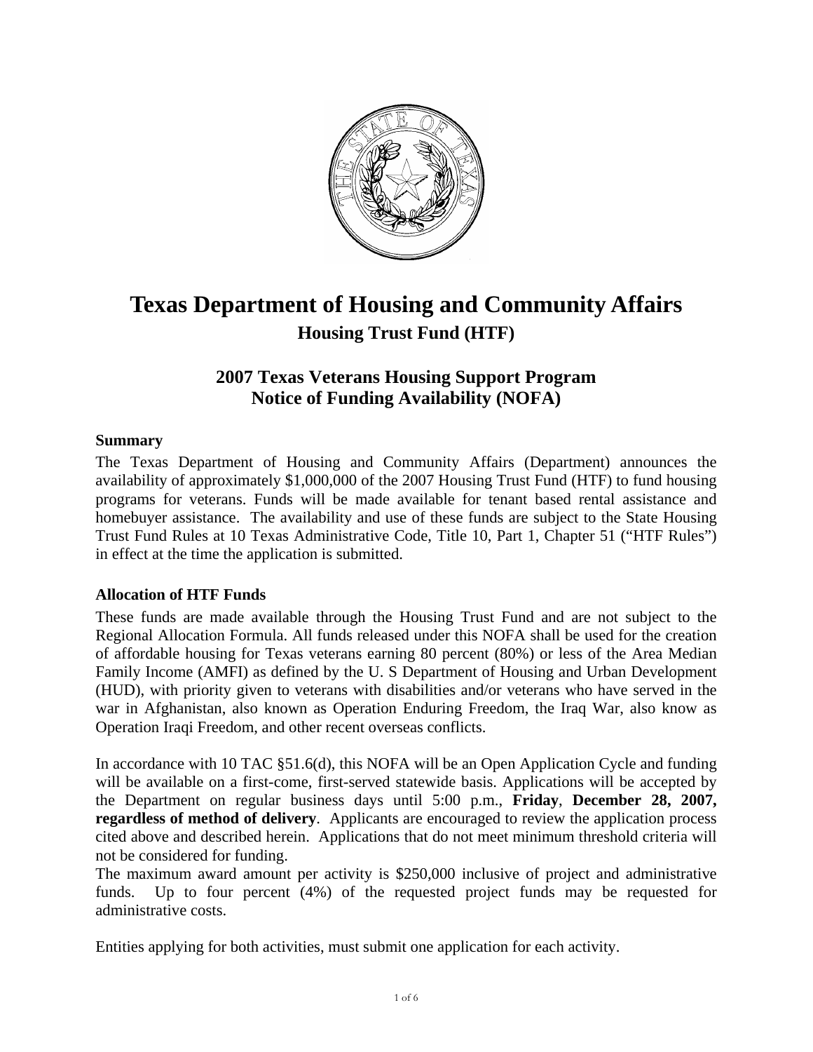# Texas Department of Housing and Community Affairs

## Housing Trust Fund (HTF)

## 2007 Texas Veterans Housing Support Program
## Notice of Funding Availability (NOFA)

### Summary

The Texas Department of Housing and Community Affairs (Department) announces the availability of approximately $1,000,000 of the 2007 Housing Trust Fund (HTF) to fund housing programs for veterans. Funds will be made available for tenant based rental assistance and homebuyer assistance. The availability and use of these funds are subject to the State Housing Trust Fund Rules at 10 Texas Administrative Code, Title 10, Part 1, Chapter 51 ("HTF Rules") in effect at the time the application is submitted.

### Allocation of HTF Funds

These funds are made available through the Housing Trust Fund and are not subject to the Regional Allocation Formula. All funds released under this NOFA shall be used for the creation of affordable housing for Texas veterans earning 80 percent (80%) or less of the Area Median Family Income (AMFI) as defined by the U. S Department of Housing and Urban Development (HUD), with priority given to veterans with disabilities and/or veterans who have served in the war in Afghanistan, also known as Operation Enduring Freedom, the Iraq War, also know as Operation Iraqi Freedom, and other recent overseas conflicts.

In accordance with 10 TAC §51.6(d), this NOFA will be an Open Application Cycle and funding will be available on a first-come, first-served statewide basis. Applications will be accepted by the Department on regular business days until 5:00 p.m., **Friday**, **December 28, 2007, regardless of method of delivery**. Applicants are encouraged to review the application process cited above and described herein. Applications that do not meet minimum threshold criteria will not be considered for funding.

The maximum award amount per activity is $250,000 inclusive of project and administrative funds. Up to four percent (4%) of the requested project funds may be requested for administrative costs.

Entities applying for both activities, must submit one application for each activity.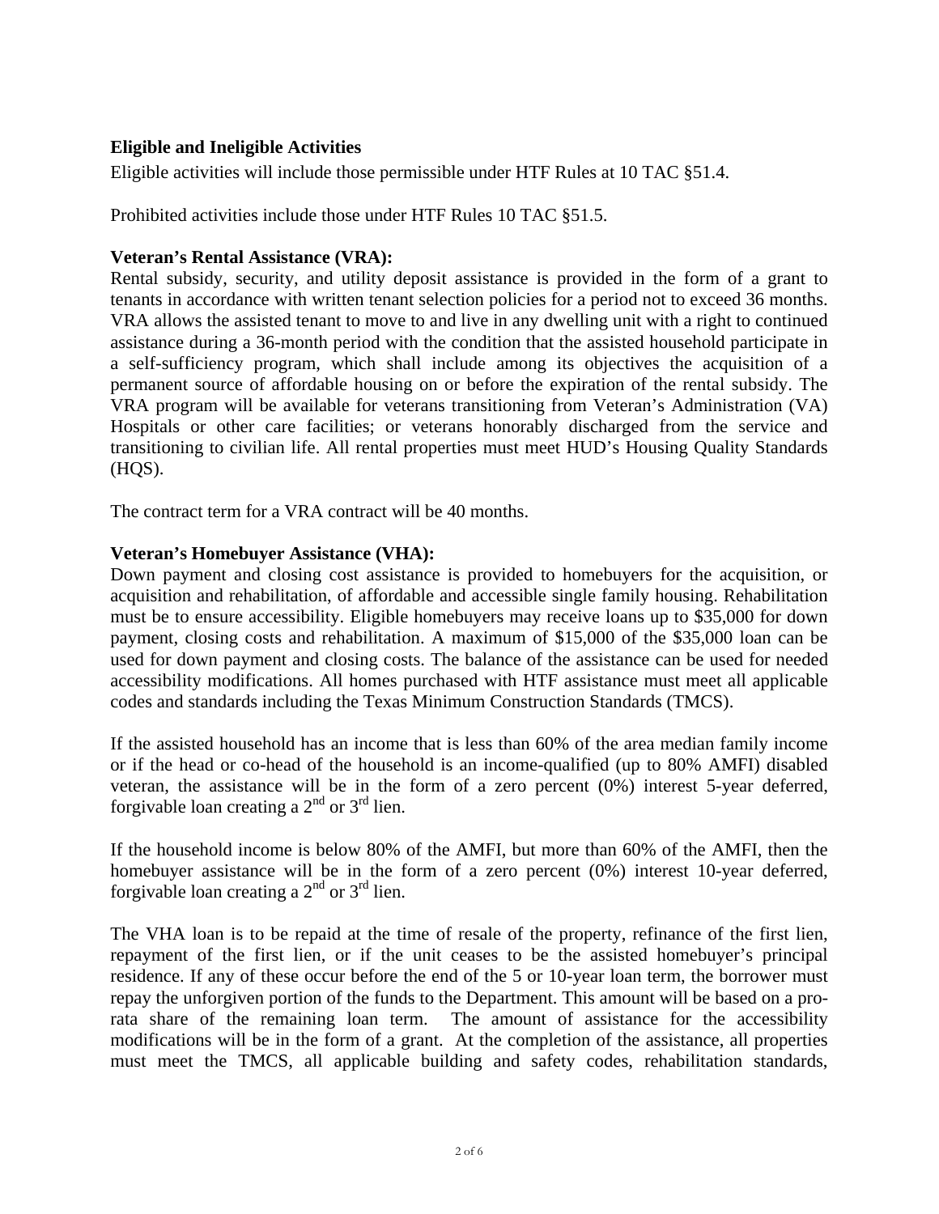**Eligible and Ineligible Activities**

Eligible activities will include those permissible under HTF Rules at 10 TAC §51.4.

Prohibited activities include those under HTF Rules 10 TAC §51.5.

**Veteran's Rental Assistance (VRA):**

Rental subsidy, security, and utility deposit assistance is provided in the form of a grant to tenants in accordance with written tenant selection policies for a period not to exceed 36 months. VRA allows the assisted tenant to move to and live in any dwelling unit with a right to continued assistance during a 36-month period with the condition that the assisted household participate in a self-sufficiency program, which shall include among its objectives the acquisition of a permanent source of affordable housing on or before the expiration of the rental subsidy. The VRA program will be available for veterans transitioning from Veteran's Administration (VA) Hospitals or other care facilities; or veterans honorably discharged from the service and transitioning to civilian life. All rental properties must meet HUD's Housing Quality Standards (HQS).

The contract term for a VRA contract will be 40 months.

**Veteran's Homebuyer Assistance (VHA):**

Down payment and closing cost assistance is provided to homebuyers for the acquisition, or acquisition and rehabilitation, of affordable and accessible single family housing. Rehabilitation must be to ensure accessibility. Eligible homebuyers may receive loans up to $35,000 for down payment, closing costs and rehabilitation. A maximum of $15,000 of the $35,000 loan can be used for down payment and closing costs. The balance of the assistance can be used for needed accessibility modifications. All homes purchased with HTF assistance must meet all applicable codes and standards including the Texas Minimum Construction Standards (TMCS).

If the assisted household has an income that is less than 60% of the area median family income or if the head or co-head of the household is an income-qualified (up to 80% AMFI) disabled veteran, the assistance will be in the form of a zero percent (0%) interest 5-year deferred, forgivable loan creating a 2nd or 3rd lien.

If the household income is below 80% of the AMFI, but more than 60% of the AMFI, then the homebuyer assistance will be in the form of a zero percent (0%) interest 10-year deferred, forgivable loan creating a 2nd or 3rd lien.

The VHA loan is to be repaid at the time of resale of the property, refinance of the first lien, repayment of the first lien, or if the unit ceases to be the assisted homebuyer's principal residence. If any of these occur before the end of the 5 or 10-year loan term, the borrower must repay the unforgiven portion of the funds to the Department. This amount will be based on a pro-rata share of the remaining loan term. The amount of assistance for the accessibility modifications will be in the form of a grant. At the completion of the assistance, all properties must meet the TMCS, all applicable building and safety codes, rehabilitation standards,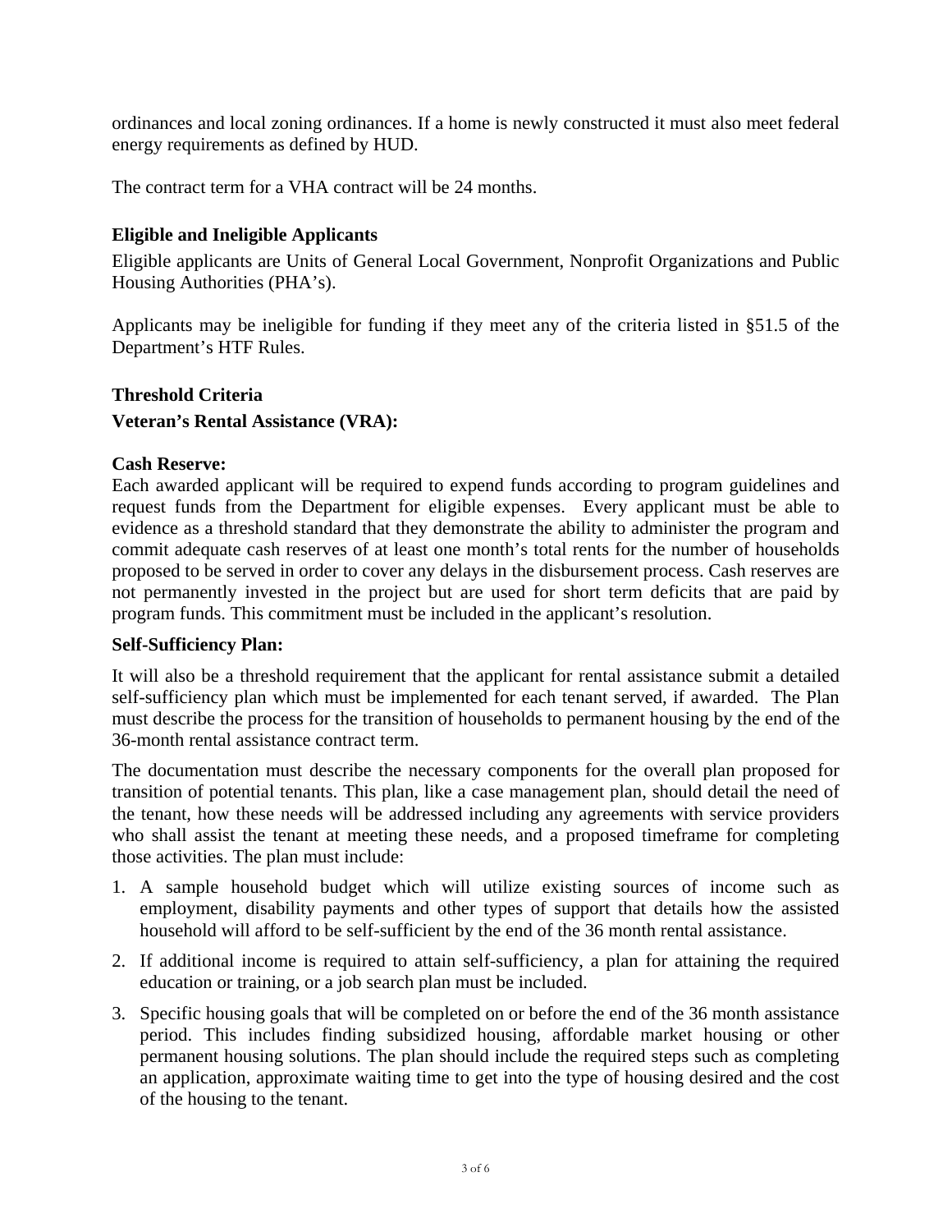ordinances and local zoning ordinances. If a home is newly constructed it must also meet federal energy requirements as defined by HUD.

The contract term for a VHA contract will be 24 months.

**Eligible and Ineligible Applicants**

Eligible applicants are Units of General Local Government, Nonprofit Organizations and Public Housing Authorities (PHA's).

Applicants may be ineligible for funding if they meet any of the criteria listed in §51.5 of the Department's HTF Rules.

**Threshold Criteria**

**Veteran's Rental Assistance (VRA):**

**Cash Reserve:**

Each awarded applicant will be required to expend funds according to program guidelines and request funds from the Department for eligible expenses. Every applicant must be able to evidence as a threshold standard that they demonstrate the ability to administer the program and commit adequate cash reserves of at least one month's total rents for the number of households proposed to be served in order to cover any delays in the disbursement process. Cash reserves are not permanently invested in the project but are used for short term deficits that are paid by program funds. This commitment must be included in the applicant's resolution.

**Self-Sufficiency Plan:**

It will also be a threshold requirement that the applicant for rental assistance submit a detailed self-sufficiency plan which must be implemented for each tenant served, if awarded. The Plan must describe the process for the transition of households to permanent housing by the end of the 36-month rental assistance contract term.

The documentation must describe the necessary components for the overall plan proposed for transition of potential tenants. This plan, like a case management plan, should detail the need of the tenant, how these needs will be addressed including any agreements with service providers who shall assist the tenant at meeting these needs, and a proposed timeframe for completing those activities. The plan must include:

1. A sample household budget which will utilize existing sources of income such as employment, disability payments and other types of support that details how the assisted household will afford to be self-sufficient by the end of the 36 month rental assistance.
2. If additional income is required to attain self-sufficiency, a plan for attaining the required education or training, or a job search plan must be included.
3. Specific housing goals that will be completed on or before the end of the 36 month assistance period. This includes finding subsidized housing, affordable market housing or other permanent housing solutions. The plan should include the required steps such as completing an application, approximate waiting time to get into the type of housing desired and the cost of the housing to the tenant.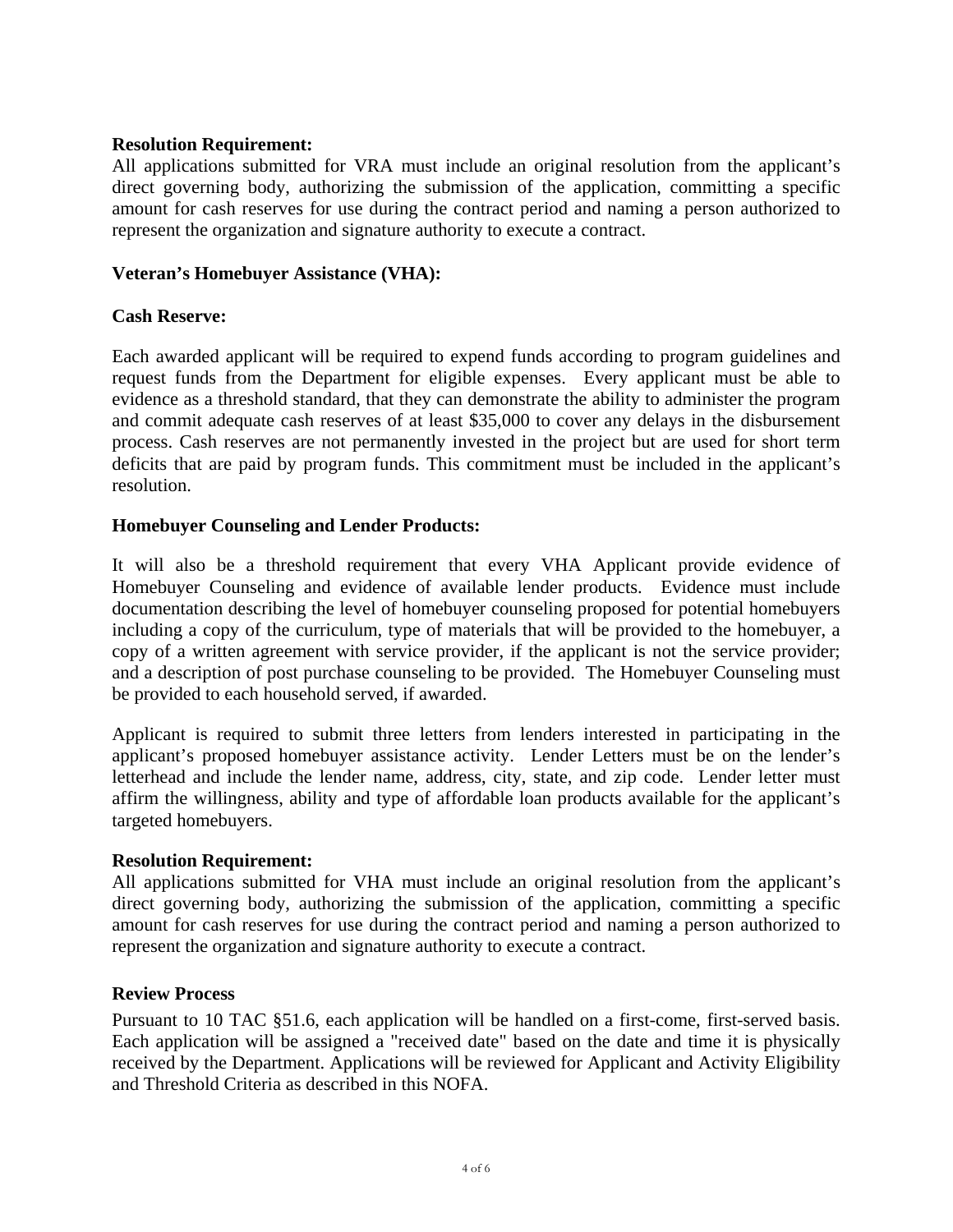**Resolution Requirement:**
All applications submitted for VRA must include an original resolution from the applicant's direct governing body, authorizing the submission of the application, committing a specific amount for cash reserves for use during the contract period and naming a person authorized to represent the organization and signature authority to execute a contract.

**Veteran's Homebuyer Assistance (VHA):**

**Cash Reserve:**

Each awarded applicant will be required to expend funds according to program guidelines and request funds from the Department for eligible expenses. Every applicant must be able to evidence as a threshold standard, that they can demonstrate the ability to administer the program and commit adequate cash reserves of at least $35,000 to cover any delays in the disbursement process. Cash reserves are not permanently invested in the project but are used for short term deficits that are paid by program funds. This commitment must be included in the applicant's resolution.

**Homebuyer Counseling and Lender Products:**

It will also be a threshold requirement that every VHA Applicant provide evidence of Homebuyer Counseling and evidence of available lender products. Evidence must include documentation describing the level of homebuyer counseling proposed for potential homebuyers including a copy of the curriculum, type of materials that will be provided to the homebuyer, a copy of a written agreement with service provider, if the applicant is not the service provider; and a description of post purchase counseling to be provided. The Homebuyer Counseling must be provided to each household served, if awarded.

Applicant is required to submit three letters from lenders interested in participating in the applicant's proposed homebuyer assistance activity. Lender Letters must be on the lender's letterhead and include the lender name, address, city, state, and zip code. Lender letter must affirm the willingness, ability and type of affordable loan products available for the applicant's targeted homebuyers.

**Resolution Requirement:**
All applications submitted for VHA must include an original resolution from the applicant's direct governing body, authorizing the submission of the application, committing a specific amount for cash reserves for use during the contract period and naming a person authorized to represent the organization and signature authority to execute a contract.

**Review Process**

Pursuant to 10 TAC §51.6, each application will be handled on a first-come, first-served basis. Each application will be assigned a "received date" based on the date and time it is physically received by the Department. Applications will be reviewed for Applicant and Activity Eligibility and Threshold Criteria as described in this NOFA.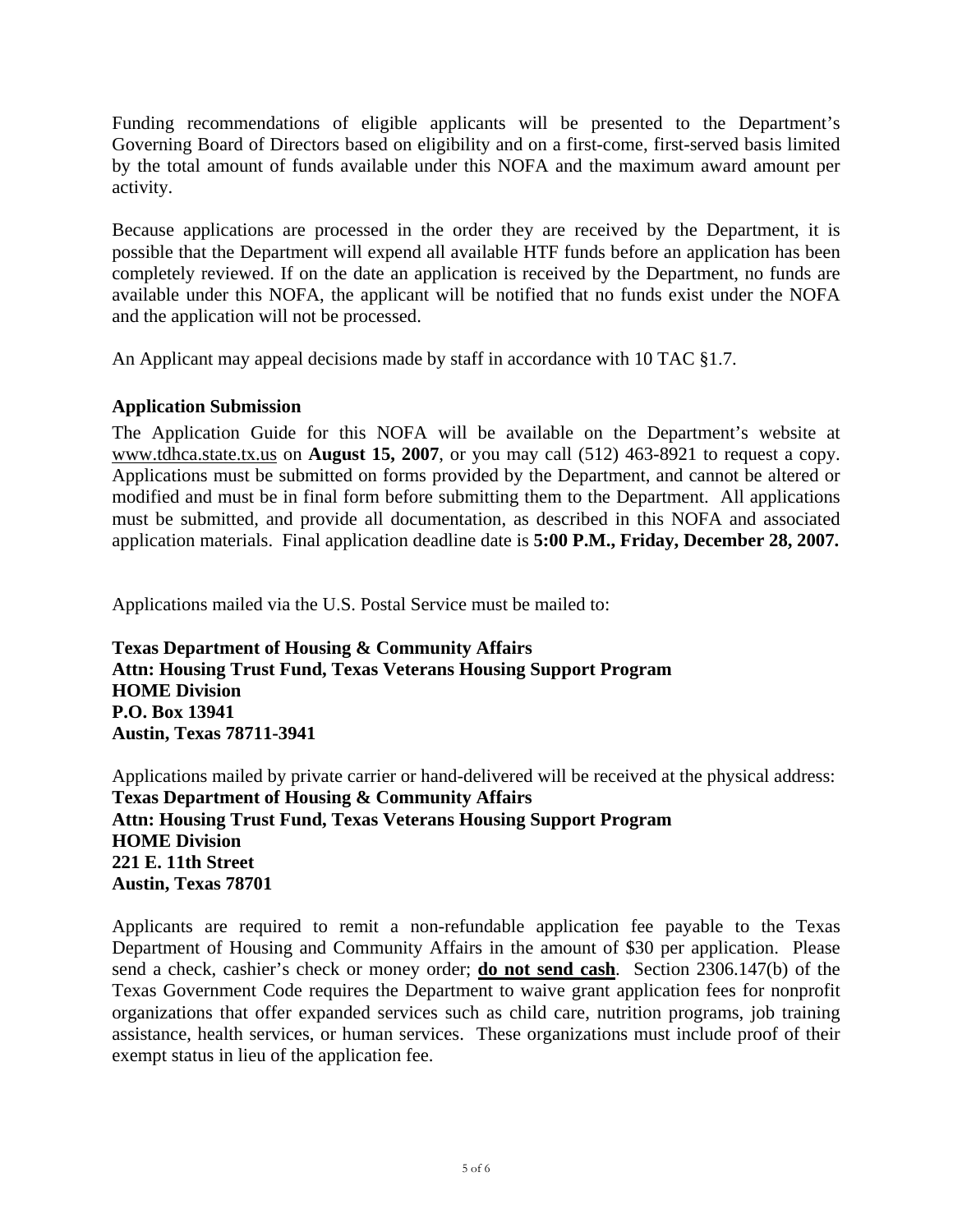Funding recommendations of eligible applicants will be presented to the Department's Governing Board of Directors based on eligibility and on a first-come, first-served basis limited by the total amount of funds available under this NOFA and the maximum award amount per activity.

Because applications are processed in the order they are received by the Department, it is possible that the Department will expend all available HTF funds before an application has been completely reviewed. If on the date an application is received by the Department, no funds are available under this NOFA, the applicant will be notified that no funds exist under the NOFA and the application will not be processed.

An Applicant may appeal decisions made by staff in accordance with 10 TAC §1.7.

**Application Submission**

The Application Guide for this NOFA will be available on the Department's website at www.tdhca.state.tx.us on **August 15, 2007**, or you may call (512) 463-8921 to request a copy. Applications must be submitted on forms provided by the Department, and cannot be altered or modified and must be in final form before submitting them to the Department. All applications must be submitted, and provide all documentation, as described in this NOFA and associated application materials. Final application deadline date is **5:00 P.M., Friday, December 28, 2007.**

Applications mailed via the U.S. Postal Service must be mailed to:

**Texas Department of Housing & Community Affairs**
**Attn: Housing Trust Fund, Texas Veterans Housing Support Program**
**HOME Division**
**P.O. Box 13941**
**Austin, Texas 78711-3941**

Applications mailed by private carrier or hand-delivered will be received at the physical address:
**Texas Department of Housing & Community Affairs**
**Attn: Housing Trust Fund, Texas Veterans Housing Support Program**
**HOME Division**
**221 E. 11th Street**
**Austin, Texas 78701**

Applicants are required to remit a non-refundable application fee payable to the Texas Department of Housing and Community Affairs in the amount of $30 per application. Please send a check, cashier's check or money order; **do not send cash**. Section 2306.147(b) of the Texas Government Code requires the Department to waive grant application fees for nonprofit organizations that offer expanded services such as child care, nutrition programs, job training assistance, health services, or human services. These organizations must include proof of their exempt status in lieu of the application fee.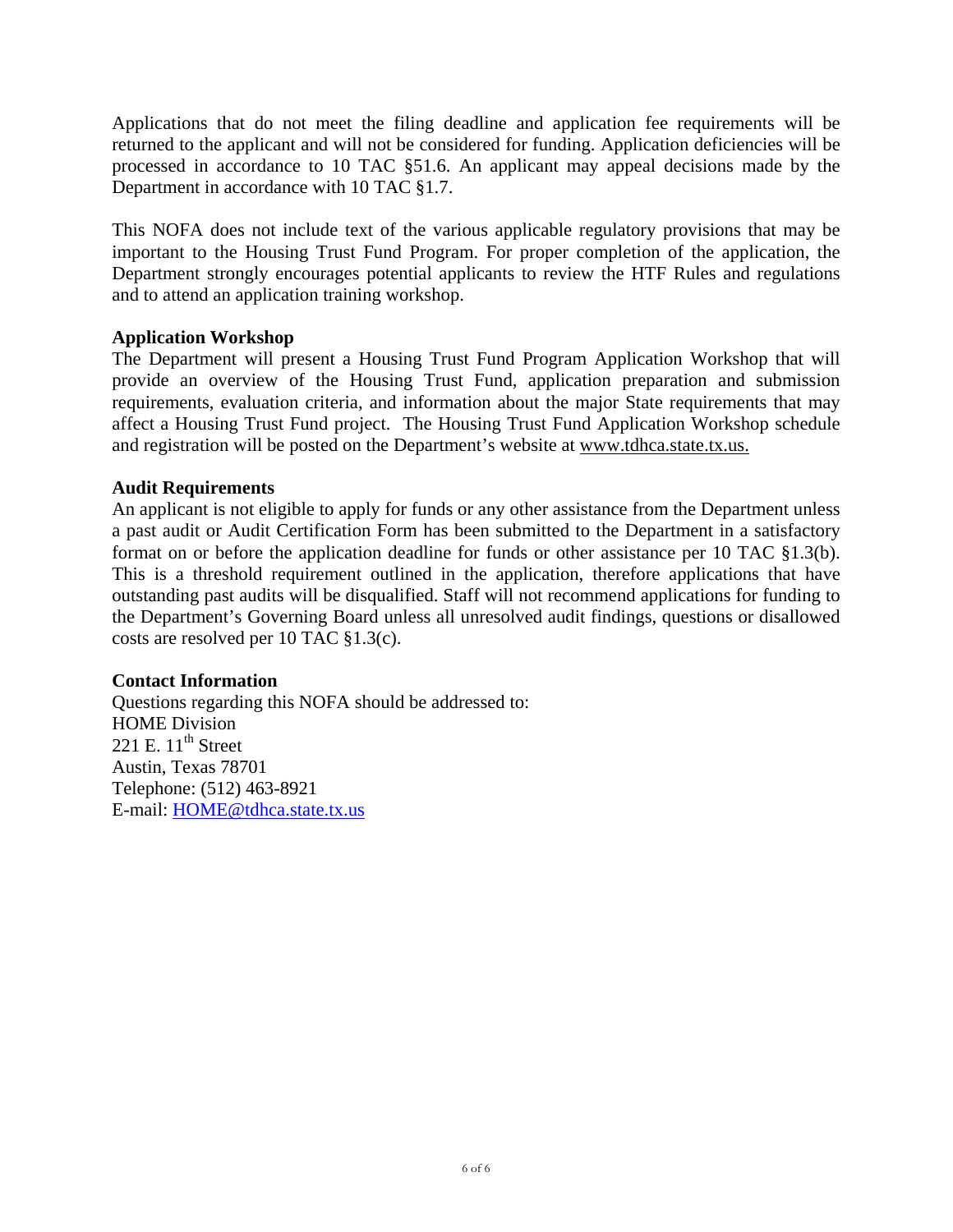Applications that do not meet the filing deadline and application fee requirements will be returned to the applicant and will not be considered for funding. Application deficiencies will be processed in accordance to 10 TAC §51.6. An applicant may appeal decisions made by the Department in accordance with 10 TAC §1.7.

This NOFA does not include text of the various applicable regulatory provisions that may be important to the Housing Trust Fund Program. For proper completion of the application, the Department strongly encourages potential applicants to review the HTF Rules and regulations and to attend an application training workshop.

**Application Workshop**

The Department will present a Housing Trust Fund Program Application Workshop that will provide an overview of the Housing Trust Fund, application preparation and submission requirements, evaluation criteria, and information about the major State requirements that may affect a Housing Trust Fund project. The Housing Trust Fund Application Workshop schedule and registration will be posted on the Department's website at www.tdhca.state.tx.us.

**Audit Requirements**

An applicant is not eligible to apply for funds or any other assistance from the Department unless a past audit or Audit Certification Form has been submitted to the Department in a satisfactory format on or before the application deadline for funds or other assistance per 10 TAC §1.3(b). This is a threshold requirement outlined in the application, therefore applications that have outstanding past audits will be disqualified. Staff will not recommend applications for funding to the Department's Governing Board unless all unresolved audit findings, questions or disallowed costs are resolved per 10 TAC §1.3(c).

**Contact Information**

Questions regarding this NOFA should be addressed to:
HOME Division
221 E. 11th Street
Austin, Texas 78701
Telephone: (512) 463-8921
E-mail: HOME@tdhca.state.tx.us